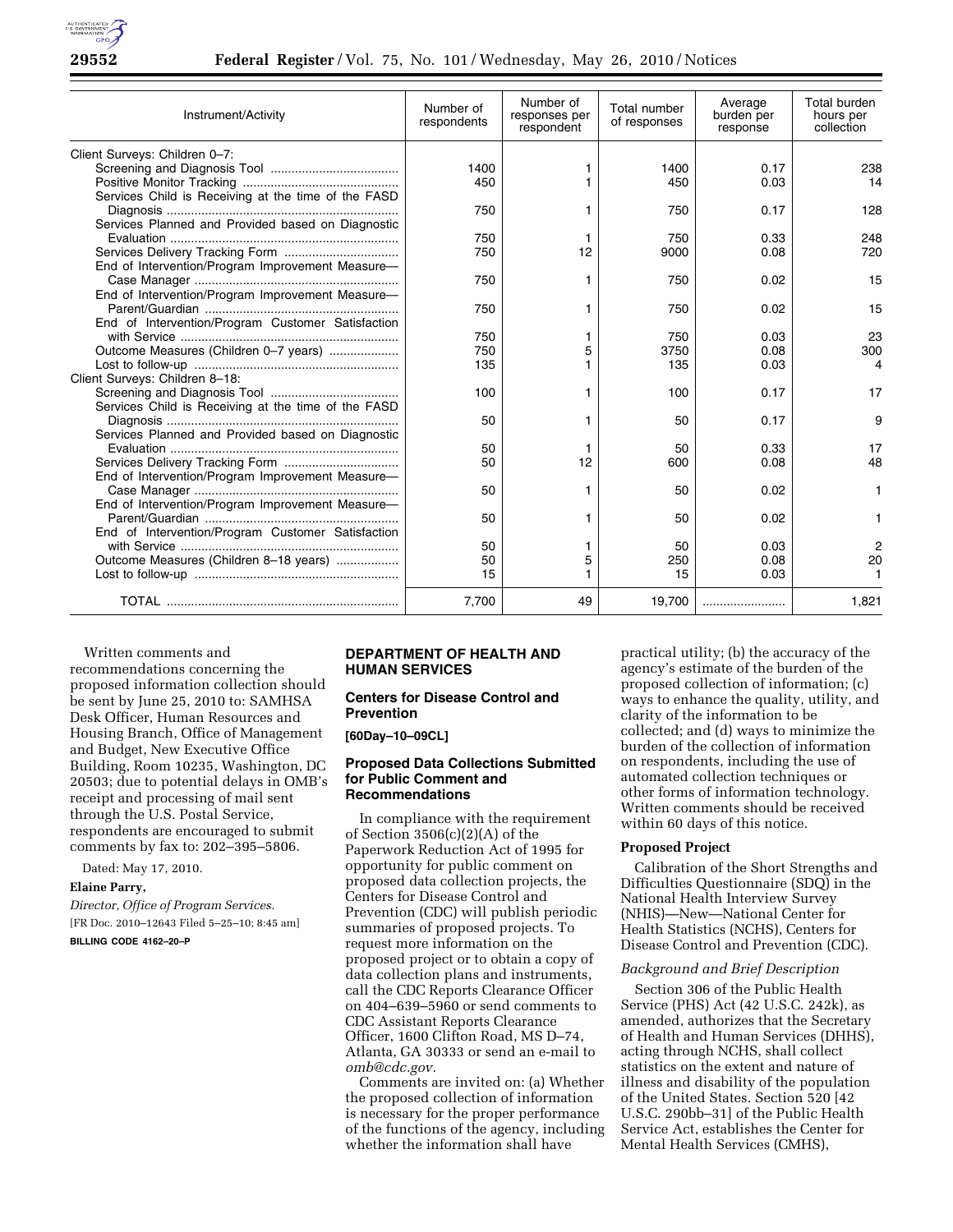| Instrument/Activity | Number of respondents | Number of responses per respondent | Total number of responses | Average burden per response | Total burden hours per collection |
|---|---|---|---|---|---|
| Client Surveys: Children 0–7: | | | | | |
| Screening and Diagnosis Tool | 1400 | 1 | 1400 | 0.17 | 238 |
| Positive Monitor Tracking | 450 | 1 | 450 | 0.03 | 14 |
| Services Child is Receiving at the time of the FASD Diagnosis | 750 | 1 | 750 | 0.17 | 128 |
| Services Planned and Provided based on Diagnostic Evaluation | 750 | 1 | 750 | 0.33 | 248 |
| Services Delivery Tracking Form | 750 | 12 | 9000 | 0.08 | 720 |
| End of Intervention/Program Improvement Measure—Case Manager | 750 | 1 | 750 | 0.02 | 15 |
| End of Intervention/Program Improvement Measure—Parent/Guardian | 750 | 1 | 750 | 0.02 | 15 |
| End of Intervention/Program Customer Satisfaction with Service | 750 | 1 | 750 | 0.03 | 23 |
| Outcome Measures (Children 0–7 years) | 750 | 5 | 3750 | 0.08 | 300 |
| Lost to follow-up | 135 | 1 | 135 | 0.03 | 4 |
| Client Surveys: Children 8–18: | | | | | |
| Screening and Diagnosis Tool | 100 | 1 | 100 | 0.17 | 17 |
| Services Child is Receiving at the time of the FASD Diagnosis | 50 | 1 | 50 | 0.17 | 9 |
| Services Planned and Provided based on Diagnostic Evaluation | 50 | 1 | 50 | 0.33 | 17 |
| Services Delivery Tracking Form | 50 | 12 | 600 | 0.08 | 48 |
| End of Intervention/Program Improvement Measure—Case Manager | 50 | 1 | 50 | 0.02 | 1 |
| End of Intervention/Program Improvement Measure—Parent/Guardian | 50 | 1 | 50 | 0.02 | 1 |
| End of Intervention/Program Customer Satisfaction with Service | 50 | 1 | 50 | 0.03 | 2 |
| Outcome Measures (Children 8–18 years) | 50 | 5 | 250 | 0.08 | 20 |
| Lost to follow-up | 15 | 1 | 15 | 0.03 | 1 |
| TOTAL | 7,700 | 49 | 19,700 | | 1,821 |

Written comments and recommendations concerning the proposed information collection should be sent by June 25, 2010 to: SAMHSA Desk Officer, Human Resources and Housing Branch, Office of Management and Budget, New Executive Office Building, Room 10235, Washington, DC 20503; due to potential delays in OMB's receipt and processing of mail sent through the U.S. Postal Service, respondents are encouraged to submit comments by fax to: 202–395–5806.

Dated: May 17, 2010.

**Elaine Parry,**

*Director, Office of Program Services.*

[FR Doc. 2010–12643 Filed 5–25–10; 8:45 am]

**BILLING CODE 4162–20–P**

## DEPARTMENT OF HEALTH AND HUMAN SERVICES

### Centers for Disease Control and Prevention

**[60Day–10–09CL]**

### Proposed Data Collections Submitted for Public Comment and Recommendations

In compliance with the requirement of Section 3506(c)(2)(A) of the Paperwork Reduction Act of 1995 for opportunity for public comment on proposed data collection projects, the Centers for Disease Control and Prevention (CDC) will publish periodic summaries of proposed projects. To request more information on the proposed project or to obtain a copy of data collection plans and instruments, call the CDC Reports Clearance Officer on 404–639–5960 or send comments to CDC Assistant Reports Clearance Officer, 1600 Clifton Road, MS D–74, Atlanta, GA 30333 or send an e-mail to *omb@cdc.gov.*

Comments are invited on: (a) Whether the proposed collection of information is necessary for the proper performance of the functions of the agency, including whether the information shall have practical utility; (b) the accuracy of the agency's estimate of the burden of the proposed collection of information; (c) ways to enhance the quality, utility, and clarity of the information to be collected; and (d) ways to minimize the burden of the collection of information on respondents, including the use of automated collection techniques or other forms of information technology. Written comments should be received within 60 days of this notice.

**Proposed Project**

Calibration of the Short Strengths and Difficulties Questionnaire (SDQ) in the National Health Interview Survey (NHIS)—New—National Center for Health Statistics (NCHS), Centers for Disease Control and Prevention (CDC).

*Background and Brief Description*

Section 306 of the Public Health Service (PHS) Act (42 U.S.C. 242k), as amended, authorizes that the Secretary of Health and Human Services (DHHS), acting through NCHS, shall collect statistics on the extent and nature of illness and disability of the population of the United States. Section 520 [42 U.S.C. 290bb–31] of the Public Health Service Act, establishes the Center for Mental Health Services (CMHS),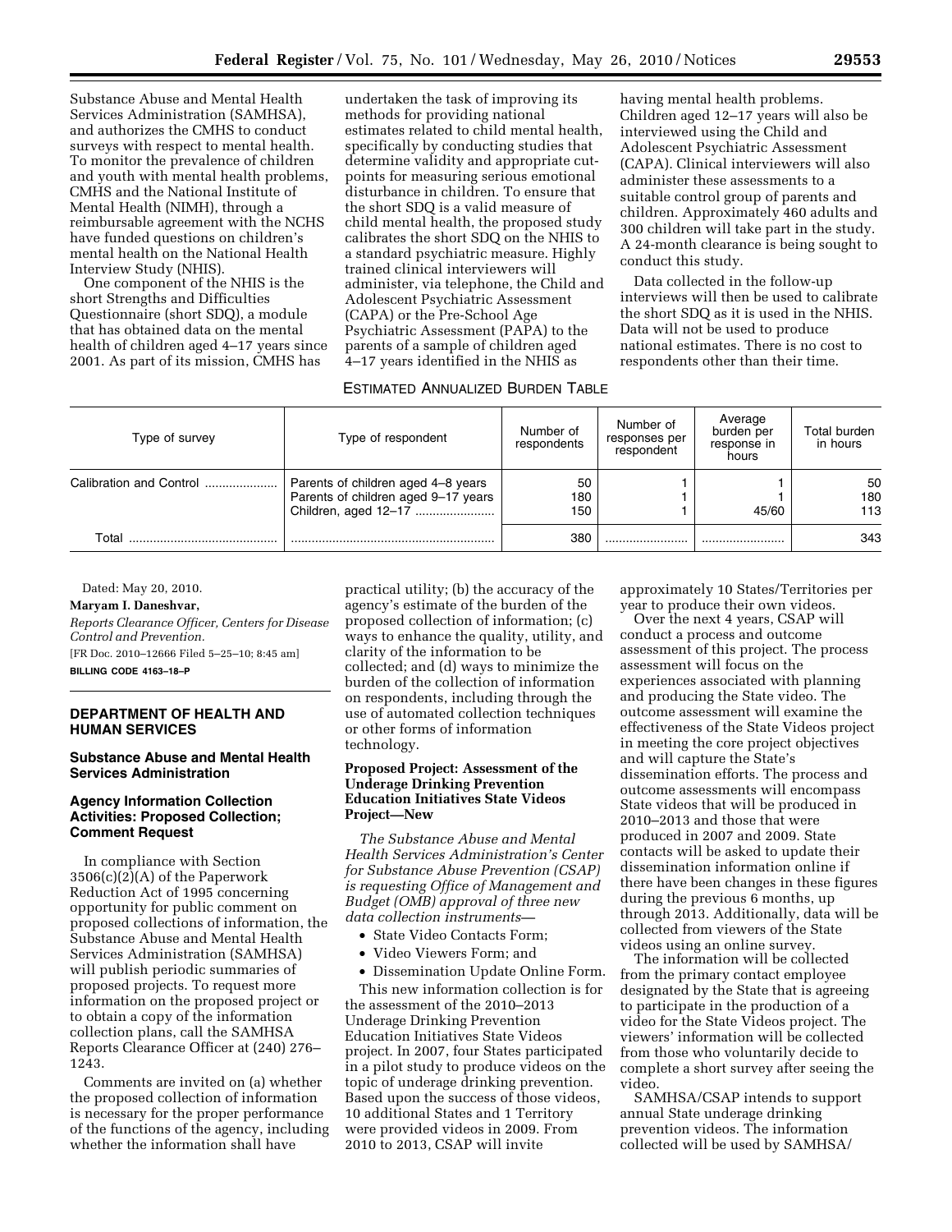Substance Abuse and Mental Health Services Administration (SAMHSA), and authorizes the CMHS to conduct surveys with respect to mental health. To monitor the prevalence of children and youth with mental health problems, CMHS and the National Institute of Mental Health (NIMH), through a reimbursable agreement with the NCHS have funded questions on children's mental health on the National Health Interview Study (NHIS).

One component of the NHIS is the short Strengths and Difficulties Questionnaire (short SDQ), a module that has obtained data on the mental health of children aged 4–17 years since 2001. As part of its mission, CMHS has undertaken the task of improving its methods for providing national estimates related to child mental health, specifically by conducting studies that determine validity and appropriate cut-points for measuring serious emotional disturbance in children. To ensure that the short SDQ is a valid measure of child mental health, the proposed study calibrates the short SDQ on the NHIS to a standard psychiatric measure. Highly trained clinical interviewers will administer, via telephone, the Child and Adolescent Psychiatric Assessment (CAPA) or the Pre-School Age Psychiatric Assessment (PAPA) to the parents of a sample of children aged 4–17 years identified in the NHIS as having mental health problems. Children aged 12–17 years will also be interviewed using the Child and Adolescent Psychiatric Assessment (CAPA). Clinical interviewers will also administer these assessments to a suitable control group of parents and children. Approximately 460 adults and 300 children will take part in the study. A 24-month clearance is being sought to conduct this study.

Data collected in the follow-up interviews will then be used to calibrate the short SDQ as it is used in the NHIS. Data will not be used to produce national estimates. There is no cost to respondents other than their time.

ESTIMATED ANNUALIZED BURDEN TABLE

| Type of survey | Type of respondent | Number of respondents | Number of responses per respondent | Average burden per response in hours | Total burden in hours |
|---|---|---|---|---|---|
| Calibration and Control | Parents of children aged 4–8 years | 50 | 1 | 1 | 50 |
| | Parents of children aged 9–17 years | 180 | 1 | 1 | 180 |
| | Children, aged 12–17 | 150 | 1 | 45/60 | 113 |
| Total | | 380 | | | 343 |

Dated: May 20, 2010.

**Maryam I. Daneshvar,**

*Reports Clearance Officer, Centers for Disease Control and Prevention.*

[FR Doc. 2010–12666 Filed 5–25–10; 8:45 am]

**BILLING CODE 4163–18–P**

## DEPARTMENT OF HEALTH AND HUMAN SERVICES

### Substance Abuse and Mental Health Services Administration

### Agency Information Collection Activities: Proposed Collection; Comment Request

In compliance with Section 3506(c)(2)(A) of the Paperwork Reduction Act of 1995 concerning opportunity for public comment on proposed collections of information, the Substance Abuse and Mental Health Services Administration (SAMHSA) will publish periodic summaries of proposed projects. To request more information on the proposed project or to obtain a copy of the information collection plans, call the SAMHSA Reports Clearance Officer at (240) 276–1243.

Comments are invited on (a) whether the proposed collection of information is necessary for the proper performance of the functions of the agency, including whether the information shall have practical utility; (b) the accuracy of the agency's estimate of the burden of the proposed collection of information; (c) ways to enhance the quality, utility, and clarity of the information to be collected; and (d) ways to minimize the burden of the collection of information on respondents, including through the use of automated collection techniques or other forms of information technology.

**Proposed Project: Assessment of the Underage Drinking Prevention Education Initiatives State Videos Project—New**

*The Substance Abuse and Mental Health Services Administration's Center for Substance Abuse Prevention (CSAP) is requesting Office of Management and Budget (OMB) approval of three new data collection instruments—*

- State Video Contacts Form;
- Video Viewers Form; and
- Dissemination Update Online Form.

This new information collection is for the assessment of the 2010–2013 Underage Drinking Prevention Education Initiatives State Videos project. In 2007, four States participated in a pilot study to produce videos on the topic of underage drinking prevention. Based upon the success of those videos, 10 additional States and 1 Territory were provided videos in 2009. From 2010 to 2013, CSAP will invite approximately 10 States/Territories per year to produce their own videos.

Over the next 4 years, CSAP will conduct a process and outcome assessment of this project. The process assessment will focus on the experiences associated with planning and producing the State video. The outcome assessment will examine the effectiveness of the State Videos project in meeting the core project objectives and will capture the State's dissemination efforts. The process and outcome assessments will encompass State videos that will be produced in 2010–2013 and those that were produced in 2007 and 2009. State contacts will be asked to update their dissemination information online if there have been changes in these figures during the previous 6 months, up through 2013. Additionally, data will be collected from viewers of the State videos using an online survey.

The information will be collected from the primary contact employee designated by the State that is agreeing to participate in the production of a video for the State Videos project. The viewers' information will be collected from those who voluntarily decide to complete a short survey after seeing the video.

SAMHSA/CSAP intends to support annual State underage drinking prevention videos. The information collected will be used by SAMHSA/